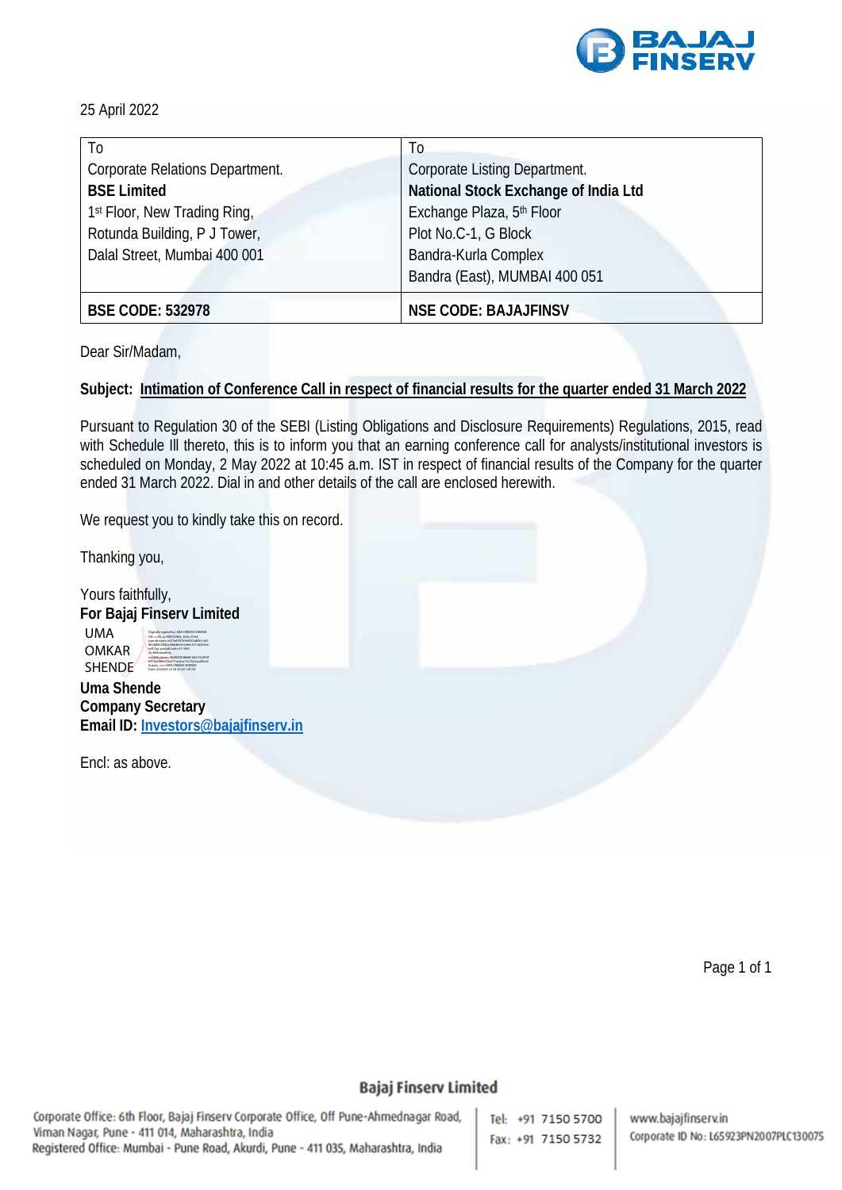25 April 2022

| To | To |
|---|---|
| Corporate Relations Department. | Corporate Listing Department. |
| **BSE Limited** | **National Stock Exchange of India Ltd** |
| 1st Floor, New Trading Ring, | Exchange Plaza, 5th Floor |
| Rotunda Building, P J Tower, | Plot No.C-1, G Block |
| Dalal Street, Mumbai 400 001 | Bandra-Kurla Complex |
| | Bandra (East), MUMBAI 400 051 |
| **BSE CODE: 532978** | **NSE CODE: BAJAJFINSV** |

Dear Sir/Madam,

**Subject: Intimation of Conference Call in respect of financial results for the quarter ended 31 March 2022**

Pursuant to Regulation 30 of the SEBI (Listing Obligations and Disclosure Requirements) Regulations, 2015, read with Schedule Ill thereto, this is to inform you that an earning conference call for analysts/institutional investors is scheduled on Monday, 2 May 2022 at 10:45 a.m. IST in respect of financial results of the Company for the quarter ended 31 March 2022. Dial in and other details of the call are enclosed herewith.

We request you to kindly take this on record.

Thanking you,

Yours faithfully,
**For Bajaj Finserv Limited**

UMA OMKAR SHENDE

**Uma Shende**
**Company Secretary**
**Email ID: Investors@bajajfinserv.in**

Encl: as above.

**Bajaj Finserv Limited**

Corporate Office: 6th Floor, Bajaj Finserv Corporate Office, Off Pune-Ahmednagar Road, Viman Nagar, Pune - 411 014, Maharashtra, India
Registered Office: Mumbai - Pune Road, Akurdi, Pune - 411 035, Maharashtra, India

Tel: +91 7150 5700
Fax: +91 7150 5732

www.bajajfinserv.in
Corporate ID No: L65923PN2007PLC130075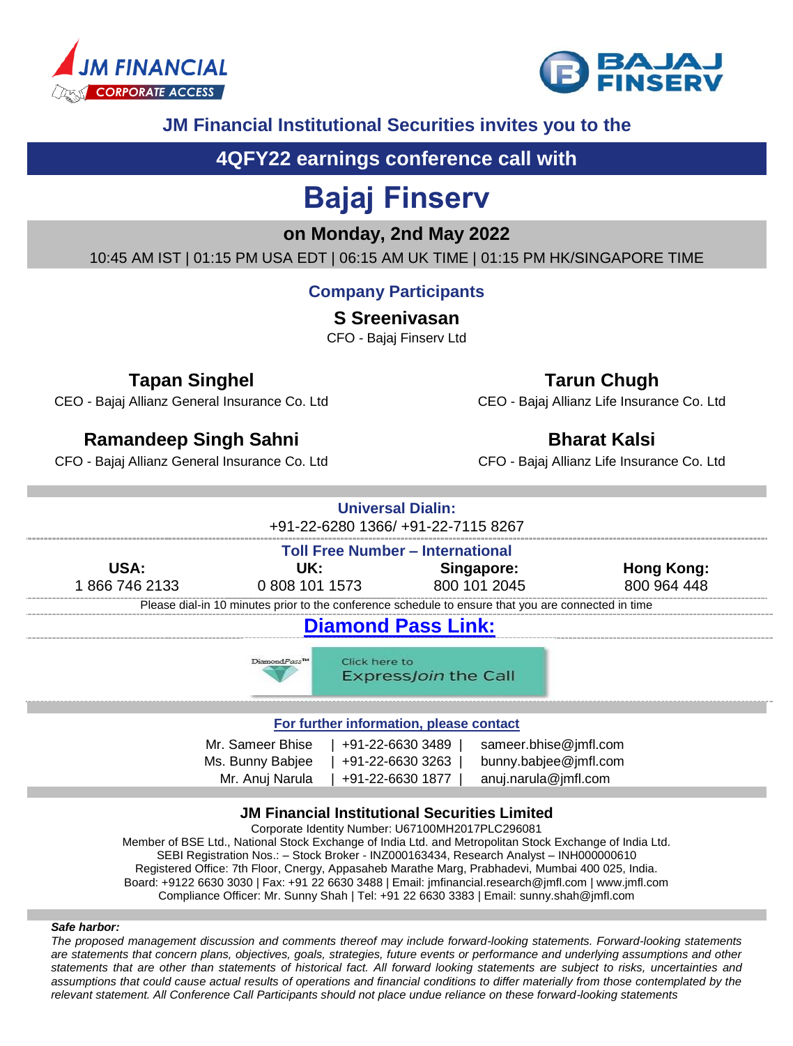JM FINANCIAL CORPORATE ACCESS

BAJAJ FINSERV

### JM Financial Institutional Securities invites you to the

## 4QFY22 earnings conference call with

# Bajaj Finserv

### on Monday, 2nd May 2022

10:45 AM IST | 01:15 PM USA EDT | 06:15 AM UK TIME | 01:15 PM HK/SINGAPORE TIME

### Company Participants

**S Sreenivasan**
CFO - Bajaj Finserv Ltd

**Tapan Singhel**
CEO - Bajaj Allianz General Insurance Co. Ltd

**Tarun Chugh**
CEO - Bajaj Allianz Life Insurance Co. Ltd

**Ramandeep Singh Sahni**
CFO - Bajaj Allianz General Insurance Co. Ltd

**Bharat Kalsi**
CFO - Bajaj Allianz Life Insurance Co. Ltd

**Universal Dialin:**
+91-22-6280 1366/ +91-22-7115 8267

**Toll Free Number – International**

| USA: | UK: | Singapore: | Hong Kong: |
|---|---|---|---|
| 1 866 746 2133 | 0 808 101 1573 | 800 101 2045 | 800 964 448 |

Please dial-in 10 minutes prior to the conference schedule to ensure that you are connected in time

**Diamond Pass Link:**

DiamondPass™ Click here to ExpressJoin the Call

**For further information, please contact**

| | | |
|---|---|---|
| Mr. Sameer Bhise | +91-22-6630 3489 | sameer.bhise@jmfl.com |
| Ms. Bunny Babjee | +91-22-6630 3263 | bunny.babjee@jmfl.com |
| Mr. Anuj Narula | +91-22-6630 1877 | anuj.narula@jmfl.com |

**JM Financial Institutional Securities Limited**
Corporate Identity Number: U67100MH2017PLC296081
Member of BSE Ltd., National Stock Exchange of India Ltd. and Metropolitan Stock Exchange of India Ltd.
SEBI Registration Nos.: – Stock Broker - INZ000163434, Research Analyst – INH000000610
Registered Office: 7th Floor, Cnergy, Appasaheb Marathe Marg, Prabhadevi, Mumbai 400 025, India.
Board: +9122 6630 3030 | Fax: +91 22 6630 3488 | Email: jmfinancial.research@jmfl.com | www.jmfl.com
Compliance Officer: Mr. Sunny Shah | Tel: +91 22 6630 3383 | Email: sunny.shah@jmfl.com

***Safe harbor:***

*The proposed management discussion and comments thereof may include forward-looking statements. Forward-looking statements are statements that concern plans, objectives, goals, strategies, future events or performance and underlying assumptions and other statements that are other than statements of historical fact. All forward looking statements are subject to risks, uncertainties and assumptions that could cause actual results of operations and financial conditions to differ materially from those contemplated by the relevant statement. All Conference Call Participants should not place undue reliance on these forward-looking statements*